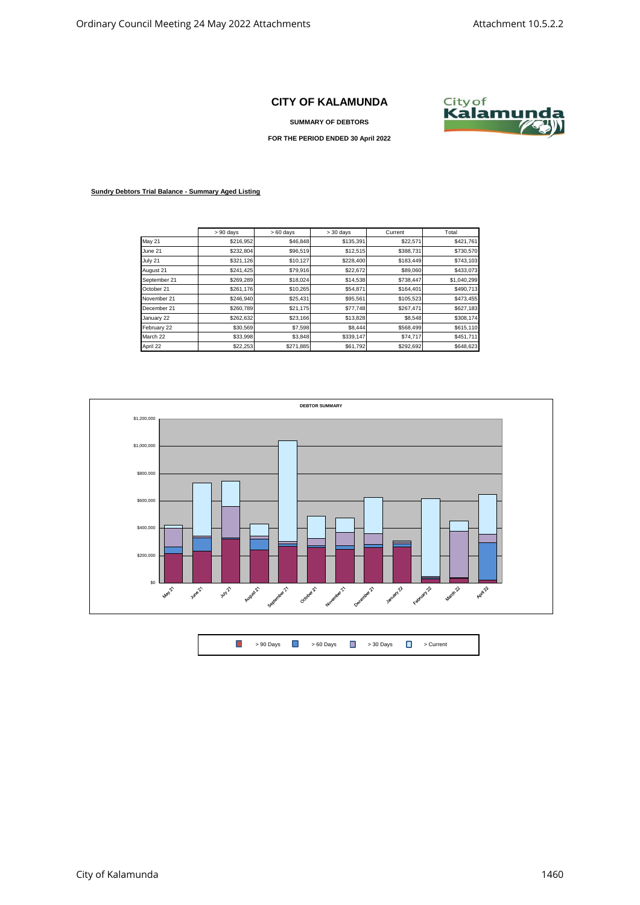# CITY OF KALAMUNDA

**SUMMARY OF DEBTORS**

**FOR THE PERIOD ENDED 30 April 2022**

**Sundry Debtors Trial Balance - Summary Aged Listing**

| | > 90 days | > 60 days | > 30 days | Current | Total |
|---|---|---|---|---|---|
| May 21 | $216,952 | $46,848 | $135,391 | $22,571 | $421,761 |
| June 21 | $232,804 | $96,519 | $12,515 | $388,731 | $730,570 |
| July 21 | $321,126 | $10,127 | $228,400 | $183,449 | $743,103 |
| August 21 | $241,425 | $79,916 | $22,672 | $89,060 | $433,073 |
| September 21 | $269,289 | $18,024 | $14,538 | $738,447 | $1,040,299 |
| October 21 | $261,176 | $10,265 | $54,871 | $164,401 | $490,713 |
| November 21 | $246,940 | $25,431 | $95,561 | $105,523 | $473,455 |
| December 21 | $260,789 | $21,175 | $77,748 | $267,471 | $627,183 |
| January 22 | $262,632 | $23,166 | $13,828 | $8,548 | $308,174 |
| February 22 | $30,569 | $7,598 | $8,444 | $568,499 | $615,110 |
| March 22 | $33,998 | $3,848 | $339,147 | $74,717 | $451,711 |
| April 22 | $22,253 | $271,885 | $61,792 | $292,692 | $648,623 |

DEBTOR SUMMARY

$1,200,000
$1,000,000
$800,000
$600,000
$400,000
$200,000
$0

May 21
June 21
July 21
August 21
September 21
October 21
November 21
December 21
January 22
February 22
March 22
April 22

> 90 Days
> 60 Days
> 30 Days
> Current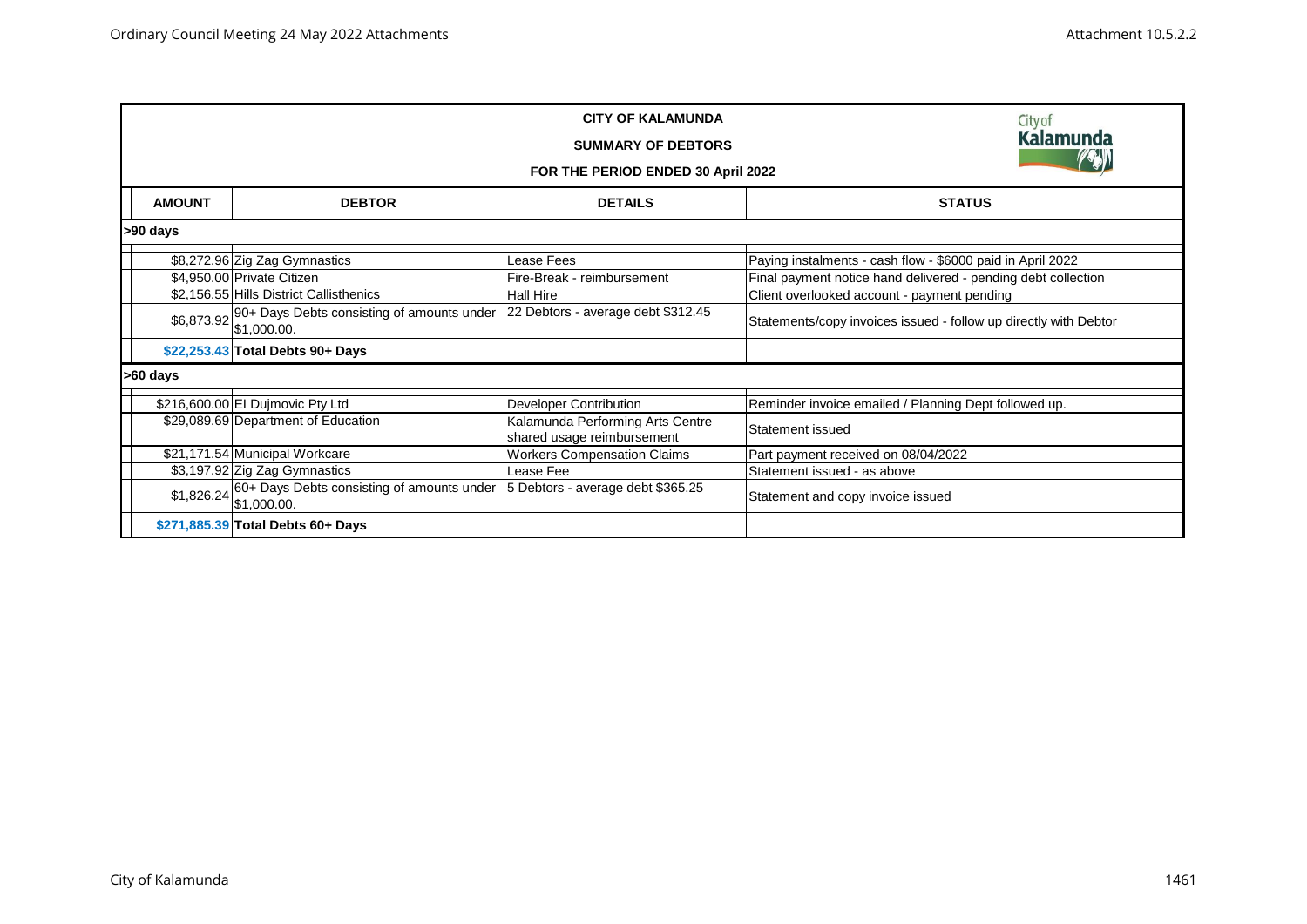**CITY OF KALAMUNDA**

**SUMMARY OF DEBTORS**

**FOR THE PERIOD ENDED 30 April 2022**

| AMOUNT | DEBTOR | DETAILS | STATUS |
|---|---|---|---|
| **>90 days** | | | |
| $8,272.96 | Zig Zag Gymnastics | Lease Fees | Paying instalments - cash flow - $6000 paid in April 2022 |
| $4,950.00 | Private Citizen | Fire-Break - reimbursement | Final payment notice hand delivered - pending debt collection |
| $2,156.55 | Hills District Callisthenics | Hall Hire | Client overlooked account - payment pending |
| $6,873.92 | 90+ Days Debts consisting of amounts under $1,000.00. | 22 Debtors - average debt $312.45 | Statements/copy invoices issued - follow up directly with Debtor |
| **$22,253.43** | **Total Debts 90+ Days** | | |
| **>60 days** | | | |
| $216,600.00 | El Dujmovic Pty Ltd | Developer Contribution | Reminder invoice emailed / Planning Dept followed up. |
| $29,089.69 | Department of Education | Kalamunda Performing Arts Centre shared usage reimbursement | Statement issued |
| $21,171.54 | Municipal Workcare | Workers Compensation Claims | Part payment received on 08/04/2022 |
| $3,197.92 | Zig Zag Gymnastics | Lease Fee | Statement issued - as above |
| $1,826.24 | 60+ Days Debts consisting of amounts under $1,000.00. | 5 Debtors - average debt $365.25 | Statement and copy invoice issued |
| **$271,885.39** | **Total Debts 60+ Days** | | |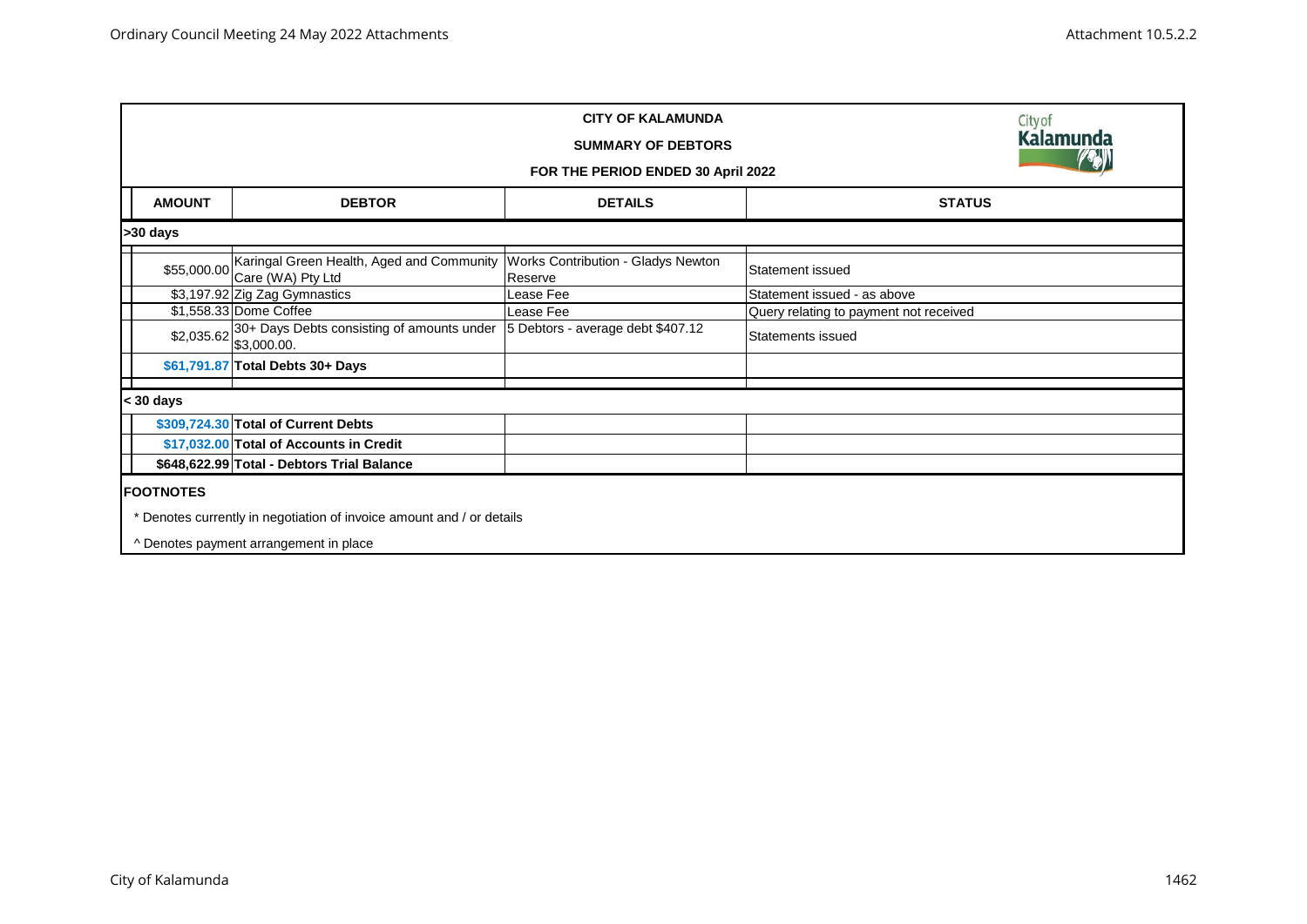**CITY OF KALAMUNDA**

**SUMMARY OF DEBTORS**

**FOR THE PERIOD ENDED 30 April 2022**

| AMOUNT | DEBTOR | DETAILS | STATUS |
|---|---|---|---|
| **>30 days** | | | |
| $55,000.00 | Karingal Green Health, Aged and Community Care (WA) Pty Ltd | Works Contribution - Gladys Newton Reserve | Statement issued |
| $3,197.92 | Zig Zag Gymnastics | Lease Fee | Statement issued - as above |
| $1,558.33 | Dome Coffee | Lease Fee | Query relating to payment not received |
| $2,035.62 | 30+ Days Debts consisting of amounts under $3,000.00. | 5 Debtors - average debt $407.12 | Statements issued |
| **$61,791.87** | **Total Debts 30+ Days** | | |
| **< 30 days** | | | |
| **$309,724.30** | **Total of Current Debts** | | |
| **$17,032.00** | **Total of Accounts in Credit** | | |
| **$648,622.99** | **Total - Debtors Trial Balance** | | |

**FOOTNOTES**

* Denotes currently in negotiation of invoice amount and / or details

^ Denotes payment arrangement in place